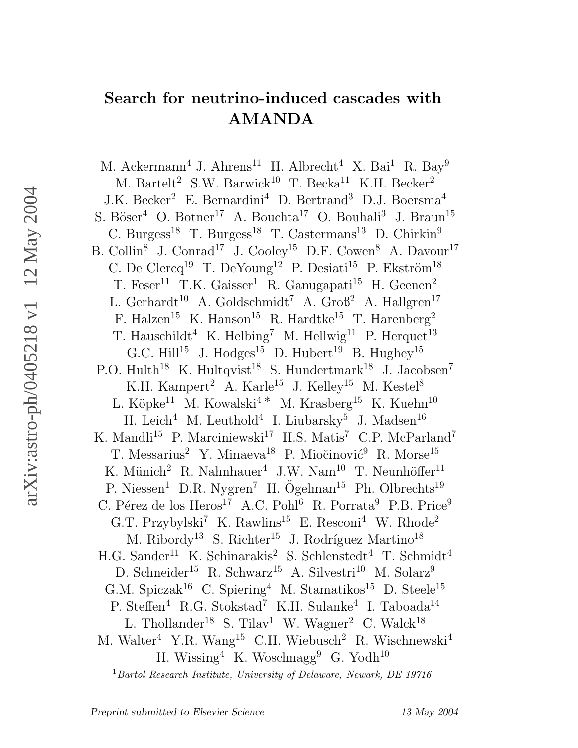# Search for neutrino-induced cascades with AMANDA

M. Ackermann[4] J. Ahrens[11] H. Albrecht[4] X. Bai[1] R. Bay[9] M. Bartelt[2] S.W. Barwick[10] T. Becka[11] K.H. Becker[2] J.K. Becker[2] E. Bernardini[4] D. Bertrand[3] D.J. Boersma[4] S. Böser[4] O. Botner[17] A. Bouchta[17] O. Bouhali[3] J. Braun[15] C. Burgess[18] T. Burgess[18] T. Castermans[13] D. Chirkin[9] B. Collin[8] J. Conrad[17] J. Cooley[15] D.F. Cowen[8] A. Davour[17] C. De Clercq[19] T. DeYoung[12] P. Desiati[15] P. Ekström[18] T. Feser[11] T.K. Gaisser[1] R. Ganugapati[15] H. Geenen[2] L. Gerhardt[10] A. Goldschmidt[7] A. Groß[2] A. Hallgren[17] F. Halzen[15] K. Hanson[15] R. Hardtke[15] T. Harenberg[2] T. Hauschildt[4] K. Helbing[7] M. Hellwig[11] P. Herquet[13] G.C. Hill[15] J. Hodges[15] D. Hubert[19] B. Hughey[15] P.O. Hulth[18] K. Hultqvist[18] S. Hundertmark[18] J. Jacobsen[7] K.H. Kampert[2] A. Karle[15] J. Kelley[15] M. Kestel[8] L. Köpke[11] M. Kowalski[4]* M. Krasberg[15] K. Kuehn[10] H. Leich[4] M. Leuthold[4] I. Liubarsky[5] J. Madsen[16] K. Mandli[15] P. Marciniewski[17] H.S. Matis[7] C.P. McParland[7] T. Messarius[2] Y. Minaeva[18] P. Miočinović[9] R. Morse[15] K. Münich[2] R. Nahnhauer[4] J.W. Nam[10] T. Neunhöffer[11] P. Niessen[1] D.R. Nygren[7] H. Ögelman[15] Ph. Olbrechts[19] C. Pérez de los Heros[17] A.C. Pohl[6] R. Porrata[9] P.B. Price[9] G.T. Przybylski[7] K. Rawlins[15] E. Resconi[4] W. Rhode[2] M. Ribordy[13] S. Richter[15] J. Rodríguez Martino[18] H.G. Sander[11] K. Schinarakis[2] S. Schlenstedt[4] T. Schmidt[4] D. Schneider[15] R. Schwarz[15] A. Silvestri[10] M. Solarz[9] G.M. Spiczak[16] C. Spiering[4] M. Stamatikos[15] D. Steele[15] P. Steffen[4] R.G. Stokstad[7] K.H. Sulanke[4] I. Taboada[14] L. Thollander[18] S. Tilav[1] W. Wagner[2] C. Walck[18] M. Walter[4] Y.R. Wang[15] C.H. Wiebusch[2] R. Wischnewski[4] H. Wissing[4] K. Woschnagg[9] G. Yodh[10]

[1] *Bartol Research Institute, University of Delaware, Newark, DE 19716*

*Preprint submitted to Elsevier Science* 13 May 2004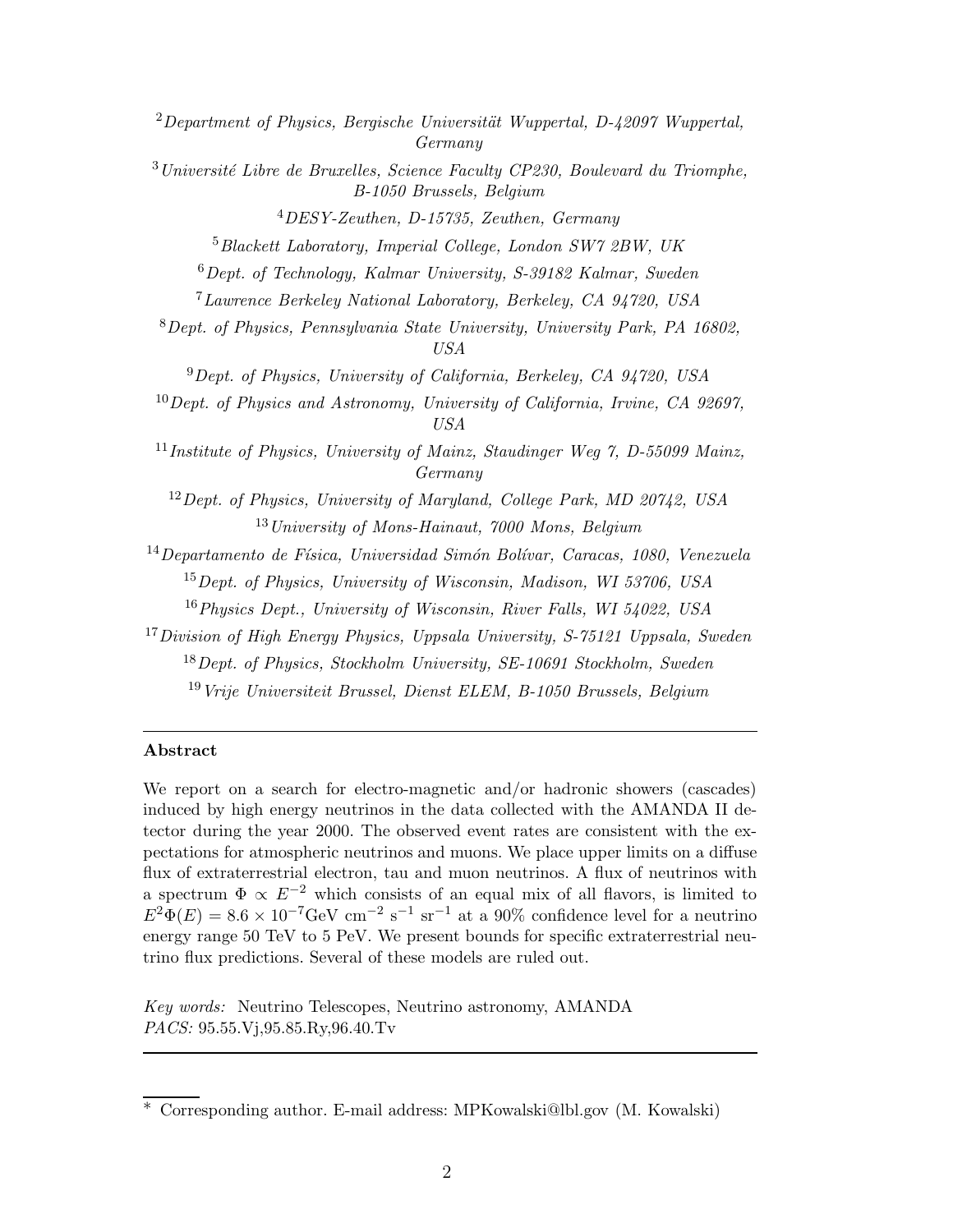[2] *Department of Physics, Bergische Universität Wuppertal, D-42097 Wuppertal, Germany*

[3] *Université Libre de Bruxelles, Science Faculty CP230, Boulevard du Triomphe, B-1050 Brussels, Belgium*

[4] *DESY-Zeuthen, D-15735, Zeuthen, Germany*

[5] *Blackett Laboratory, Imperial College, London SW7 2BW, UK*

[6] *Dept. of Technology, Kalmar University, S-39182 Kalmar, Sweden*

[7] *Lawrence Berkeley National Laboratory, Berkeley, CA 94720, USA*

[8] *Dept. of Physics, Pennsylvania State University, University Park, PA 16802, USA*

[9] *Dept. of Physics, University of California, Berkeley, CA 94720, USA*

[10] *Dept. of Physics and Astronomy, University of California, Irvine, CA 92697, USA*

[11] *Institute of Physics, University of Mainz, Staudinger Weg 7, D-55099 Mainz, Germany*

[12] *Dept. of Physics, University of Maryland, College Park, MD 20742, USA*

[13] *University of Mons-Hainaut, 7000 Mons, Belgium*

[14] *Departamento de Física, Universidad Simón Bolívar, Caracas, 1080, Venezuela*

[15] *Dept. of Physics, University of Wisconsin, Madison, WI 53706, USA*

[16] *Physics Dept., University of Wisconsin, River Falls, WI 54022, USA*

[17] *Division of High Energy Physics, Uppsala University, S-75121 Uppsala, Sweden*

[18] *Dept. of Physics, Stockholm University, SE-10691 Stockholm, Sweden*

[19] *Vrije Universiteit Brussel, Dienst ELEM, B-1050 Brussels, Belgium*

---

**Abstract**

We report on a search for electro-magnetic and/or hadronic showers (cascades) induced by high energy neutrinos in the data collected with the AMANDA II detector during the year 2000. The observed event rates are consistent with the expectations for atmospheric neutrinos and muons. We place upper limits on a diffuse flux of extraterrestrial electron, tau and muon neutrinos. A flux of neutrinos with a spectrum $\Phi \propto E^{-2}$ which consists of an equal mix of all flavors, is limited to $E^2\Phi(E) = 8.6 \times 10^{-7}\text{GeV cm}^{-2}\text{ s}^{-1}\text{ sr}^{-1}$ at a 90% confidence level for a neutrino energy range 50 TeV to 5 PeV. We present bounds for specific extraterrestrial neutrino flux predictions. Several of these models are ruled out.

*Key words:* Neutrino Telescopes, Neutrino astronomy, AMANDA
*PACS:* 95.55.Vj,95.85.Ry,96.40.Tv

---

\* Corresponding author. E-mail address: MPKowalski@lbl.gov (M. Kowalski)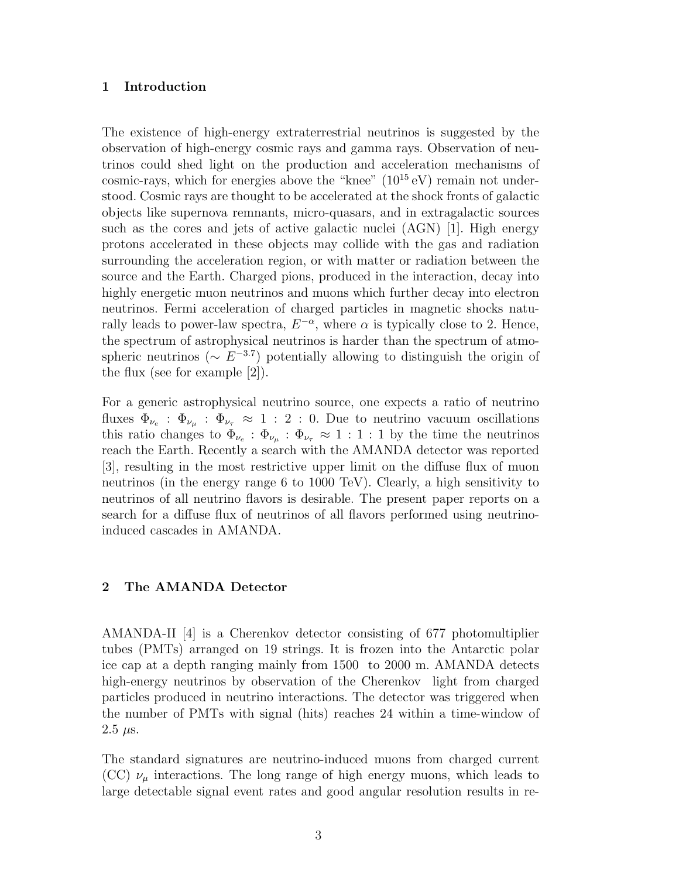## 1 Introduction

The existence of high-energy extraterrestrial neutrinos is suggested by the observation of high-energy cosmic rays and gamma rays. Observation of neutrinos could shed light on the production and acceleration mechanisms of cosmic-rays, which for energies above the "knee" ($10^{15}$ eV) remain not understood. Cosmic rays are thought to be accelerated at the shock fronts of galactic objects like supernova remnants, micro-quasars, and in extragalactic sources such as the cores and jets of active galactic nuclei (AGN) [1]. High energy protons accelerated in these objects may collide with the gas and radiation surrounding the acceleration region, or with matter or radiation between the source and the Earth. Charged pions, produced in the interaction, decay into highly energetic muon neutrinos and muons which further decay into electron neutrinos. Fermi acceleration of charged particles in magnetic shocks naturally leads to power-law spectra, $E^{-\alpha}$, where $\alpha$ is typically close to 2. Hence, the spectrum of astrophysical neutrinos is harder than the spectrum of atmospheric neutrinos ($\sim E^{-3.7}$) potentially allowing to distinguish the origin of the flux (see for example [2]).

For a generic astrophysical neutrino source, one expects a ratio of neutrino fluxes $\Phi_{\nu_e} : \Phi_{\nu_\mu} : \Phi_{\nu_\tau} \approx 1 : 2 : 0$. Due to neutrino vacuum oscillations this ratio changes to $\Phi_{\nu_e} : \Phi_{\nu_\mu} : \Phi_{\nu_\tau} \approx 1 : 1 : 1$ by the time the neutrinos reach the Earth. Recently a search with the AMANDA detector was reported [3], resulting in the most restrictive upper limit on the diffuse flux of muon neutrinos (in the energy range 6 to 1000 TeV). Clearly, a high sensitivity to neutrinos of all neutrino flavors is desirable. The present paper reports on a search for a diffuse flux of neutrinos of all flavors performed using neutrino-induced cascades in AMANDA.

## 2 The AMANDA Detector

AMANDA-II [4] is a Cherenkov detector consisting of 677 photomultiplier tubes (PMTs) arranged on 19 strings. It is frozen into the Antarctic polar ice cap at a depth ranging mainly from 1500 to 2000 m. AMANDA detects high-energy neutrinos by observation of the Cherenkov light from charged particles produced in neutrino interactions. The detector was triggered when the number of PMTs with signal (hits) reaches 24 within a time-window of 2.5 $\mu$s.

The standard signatures are neutrino-induced muons from charged current (CC) $\nu_\mu$ interactions. The long range of high energy muons, which leads to large detectable signal event rates and good angular resolution results in re-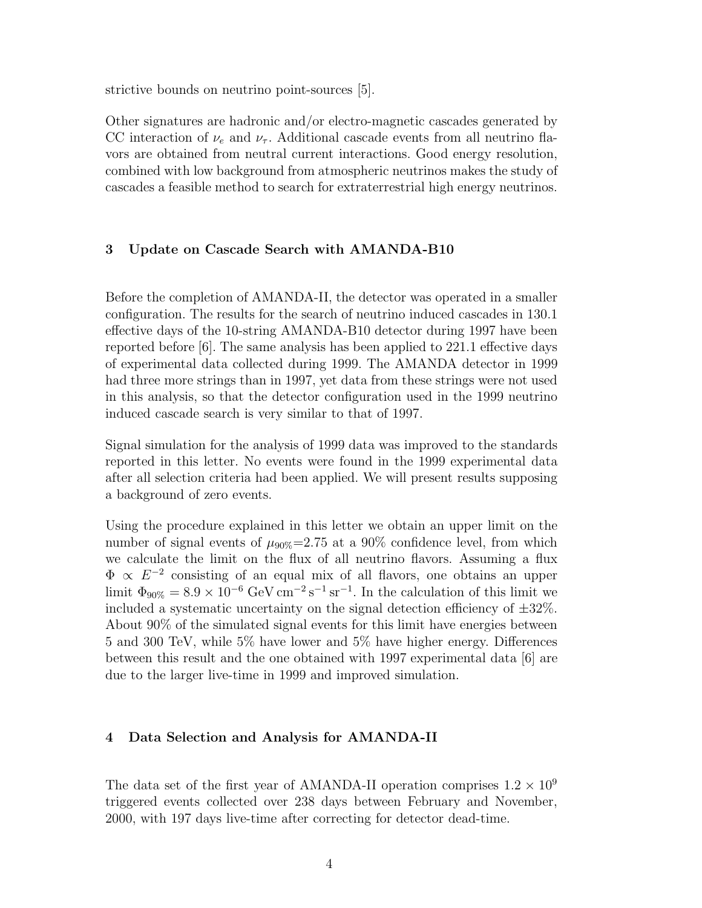strictive bounds on neutrino point-sources [5].

Other signatures are hadronic and/or electro-magnetic cascades generated by CC interaction of $\nu_e$ and $\nu_\tau$. Additional cascade events from all neutrino flavors are obtained from neutral current interactions. Good energy resolution, combined with low background from atmospheric neutrinos makes the study of cascades a feasible method to search for extraterrestrial high energy neutrinos.

## 3 Update on Cascade Search with AMANDA-B10

Before the completion of AMANDA-II, the detector was operated in a smaller configuration. The results for the search of neutrino induced cascades in 130.1 effective days of the 10-string AMANDA-B10 detector during 1997 have been reported before [6]. The same analysis has been applied to 221.1 effective days of experimental data collected during 1999. The AMANDA detector in 1999 had three more strings than in 1997, yet data from these strings were not used in this analysis, so that the detector configuration used in the 1999 neutrino induced cascade search is very similar to that of 1997.

Signal simulation for the analysis of 1999 data was improved to the standards reported in this letter. No events were found in the 1999 experimental data after all selection criteria had been applied. We will present results supposing a background of zero events.

Using the procedure explained in this letter we obtain an upper limit on the number of signal events of $\mu_{90\%}$=2.75 at a 90% confidence level, from which we calculate the limit on the flux of all neutrino flavors. Assuming a flux $\Phi \propto E^{-2}$ consisting of an equal mix of all flavors, one obtains an upper limit $\Phi_{90\%} = 8.9 \times 10^{-6}$ GeV cm$^{-2}$ s$^{-1}$ sr$^{-1}$. In the calculation of this limit we included a systematic uncertainty on the signal detection efficiency of $\pm 32\%$. About 90% of the simulated signal events for this limit have energies between 5 and 300 TeV, while 5% have lower and 5% have higher energy. Differences between this result and the one obtained with 1997 experimental data [6] are due to the larger live-time in 1999 and improved simulation.

## 4 Data Selection and Analysis for AMANDA-II

The data set of the first year of AMANDA-II operation comprises $1.2 \times 10^9$ triggered events collected over 238 days between February and November, 2000, with 197 days live-time after correcting for detector dead-time.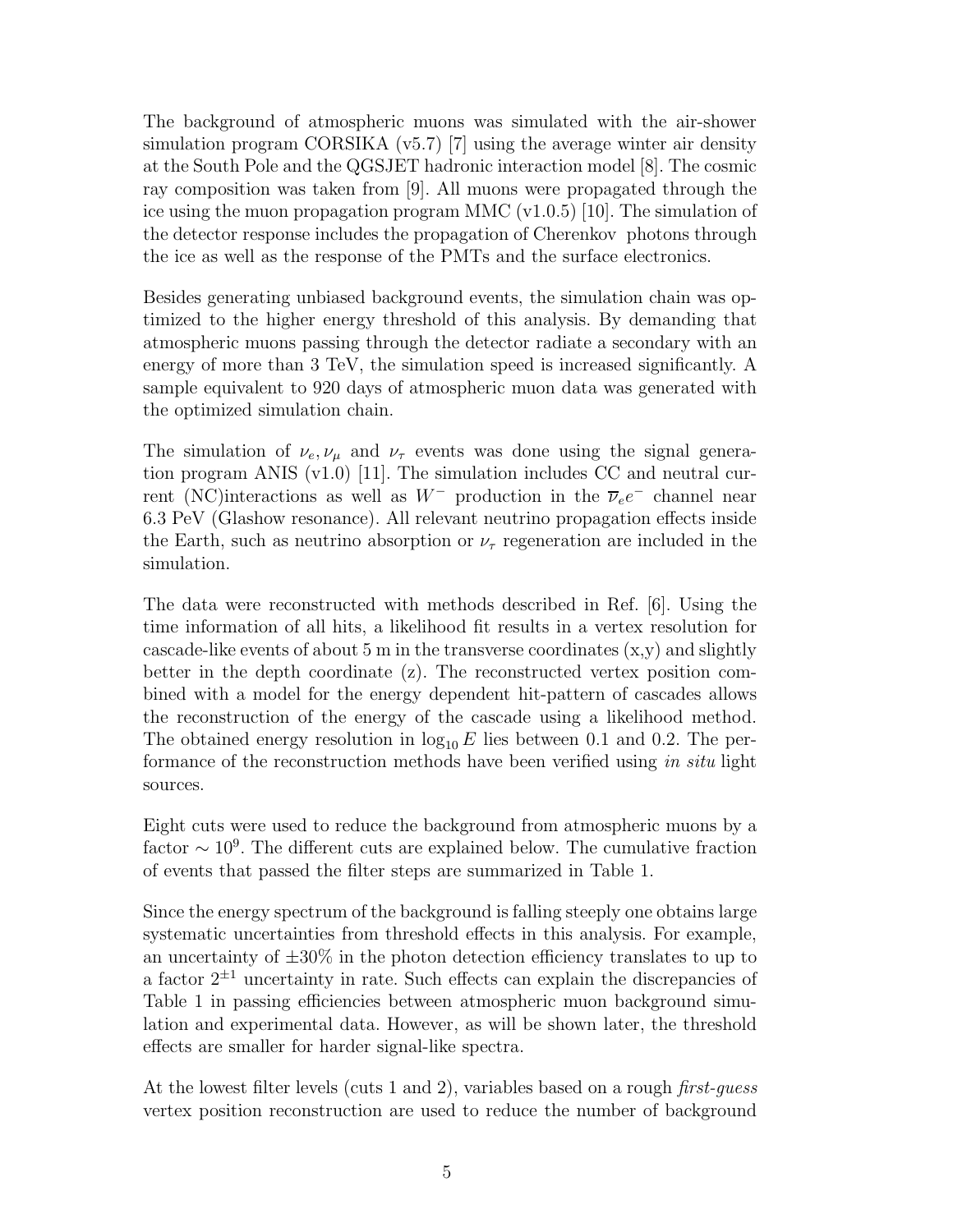The background of atmospheric muons was simulated with the air-shower simulation program CORSIKA (v5.7) [7] using the average winter air density at the South Pole and the QGSJET hadronic interaction model [8]. The cosmic ray composition was taken from [9]. All muons were propagated through the ice using the muon propagation program MMC (v1.0.5) [10]. The simulation of the detector response includes the propagation of Cherenkov photons through the ice as well as the response of the PMTs and the surface electronics.

Besides generating unbiased background events, the simulation chain was optimized to the higher energy threshold of this analysis. By demanding that atmospheric muons passing through the detector radiate a secondary with an energy of more than 3 TeV, the simulation speed is increased significantly. A sample equivalent to 920 days of atmospheric muon data was generated with the optimized simulation chain.

The simulation of $\nu_e, \nu_\mu$ and $\nu_\tau$ events was done using the signal generation program ANIS (v1.0) [11]. The simulation includes CC and neutral current (NC)interactions as well as $W^-$ production in the $\overline{\nu}_e e^-$ channel near 6.3 PeV (Glashow resonance). All relevant neutrino propagation effects inside the Earth, such as neutrino absorption or $\nu_\tau$ regeneration are included in the simulation.

The data were reconstructed with methods described in Ref. [6]. Using the time information of all hits, a likelihood fit results in a vertex resolution for cascade-like events of about 5 m in the transverse coordinates (x,y) and slightly better in the depth coordinate (z). The reconstructed vertex position combined with a model for the energy dependent hit-pattern of cascades allows the reconstruction of the energy of the cascade using a likelihood method. The obtained energy resolution in $\log_{10} E$ lies between 0.1 and 0.2. The performance of the reconstruction methods have been verified using *in situ* light sources.

Eight cuts were used to reduce the background from atmospheric muons by a factor $\sim 10^9$. The different cuts are explained below. The cumulative fraction of events that passed the filter steps are summarized in Table 1.

Since the energy spectrum of the background is falling steeply one obtains large systematic uncertainties from threshold effects in this analysis. For example, an uncertainty of $\pm 30\%$ in the photon detection efficiency translates to up to a factor $2^{\pm 1}$ uncertainty in rate. Such effects can explain the discrepancies of Table 1 in passing efficiencies between atmospheric muon background simulation and experimental data. However, as will be shown later, the threshold effects are smaller for harder signal-like spectra.

At the lowest filter levels (cuts 1 and 2), variables based on a rough *first-guess* vertex position reconstruction are used to reduce the number of background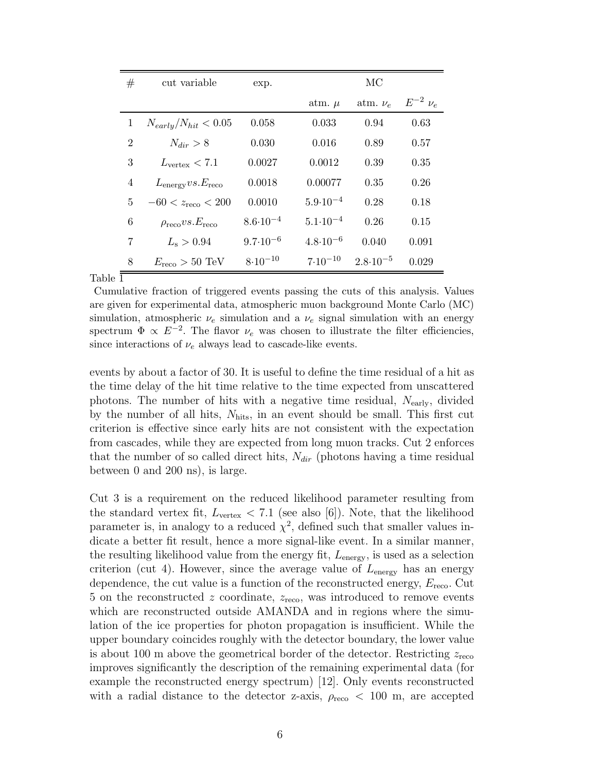| # | cut variable | exp. | MC | | |
|---|---|---|---|---|---|
| | | | atm. $\mu$ | atm. $\nu_e$ | $E^{-2}$ $\nu_e$ |
| 1 | $N_{early}/N_{hit} < 0.05$ | 0.058 | 0.033 | 0.94 | 0.63 |
| 2 | $N_{dir} > 8$ | 0.030 | 0.016 | 0.89 | 0.57 |
| 3 | $L_{\mathrm{vertex}} < 7.1$ | 0.0027 | 0.0012 | 0.39 | 0.35 |
| 4 | $L_{\mathrm{energy}} vs. E_{\mathrm{reco}}$ | 0.0018 | 0.00077 | 0.35 | 0.26 |
| 5 | $-60 < z_{\mathrm{reco}} < 200$ | 0.0010 | $5.9{\cdot}10^{-4}$ | 0.28 | 0.18 |
| 6 | $\rho_{\mathrm{reco}} vs. E_{\mathrm{reco}}$ | $8.6{\cdot}10^{-4}$ | $5.1{\cdot}10^{-4}$ | 0.26 | 0.15 |
| 7 | $L_{\mathrm{s}} > 0.94$ | $9.7{\cdot}10^{-6}$ | $4.8{\cdot}10^{-6}$ | 0.040 | 0.091 |
| 8 | $E_{\mathrm{reco}} > 50$ TeV | $8{\cdot}10^{-10}$ | $7{\cdot}10^{-10}$ | $2.8{\cdot}10^{-5}$ | 0.029 |

Table 1

Cumulative fraction of triggered events passing the cuts of this analysis. Values are given for experimental data, atmospheric muon background Monte Carlo (MC) simulation, atmospheric $\nu_e$ simulation and a $\nu_e$ signal simulation with an energy spectrum $\Phi \propto E^{-2}$. The flavor $\nu_e$ was chosen to illustrate the filter efficiencies, since interactions of $\nu_e$ always lead to cascade-like events.

events by about a factor of 30. It is useful to define the time residual of a hit as the time delay of the hit time relative to the time expected from unscattered photons. The number of hits with a negative time residual, $N_{\mathrm{early}}$, divided by the number of all hits, $N_{\mathrm{hits}}$, in an event should be small. This first cut criterion is effective since early hits are not consistent with the expectation from cascades, while they are expected from long muon tracks. Cut 2 enforces that the number of so called direct hits, $N_{dir}$ (photons having a time residual between 0 and 200 ns), is large.

Cut 3 is a requirement on the reduced likelihood parameter resulting from the standard vertex fit, $L_{\mathrm{vertex}} < 7.1$ (see also [6]). Note, that the likelihood parameter is, in analogy to a reduced $\chi^2$, defined such that smaller values indicate a better fit result, hence a more signal-like event. In a similar manner, the resulting likelihood value from the energy fit, $L_{\mathrm{energy}}$, is used as a selection criterion (cut 4). However, since the average value of $L_{\mathrm{energy}}$ has an energy dependence, the cut value is a function of the reconstructed energy, $E_{\mathrm{reco}}$. Cut 5 on the reconstructed $z$ coordinate, $z_{\mathrm{reco}}$, was introduced to remove events which are reconstructed outside AMANDA and in regions where the simulation of the ice properties for photon propagation is insufficient. While the upper boundary coincides roughly with the detector boundary, the lower value is about 100 m above the geometrical border of the detector. Restricting $z_{\mathrm{reco}}$ improves significantly the description of the remaining experimental data (for example the reconstructed energy spectrum) [12]. Only events reconstructed with a radial distance to the detector z-axis, $\rho_{\mathrm{reco}} < 100$ m, are accepted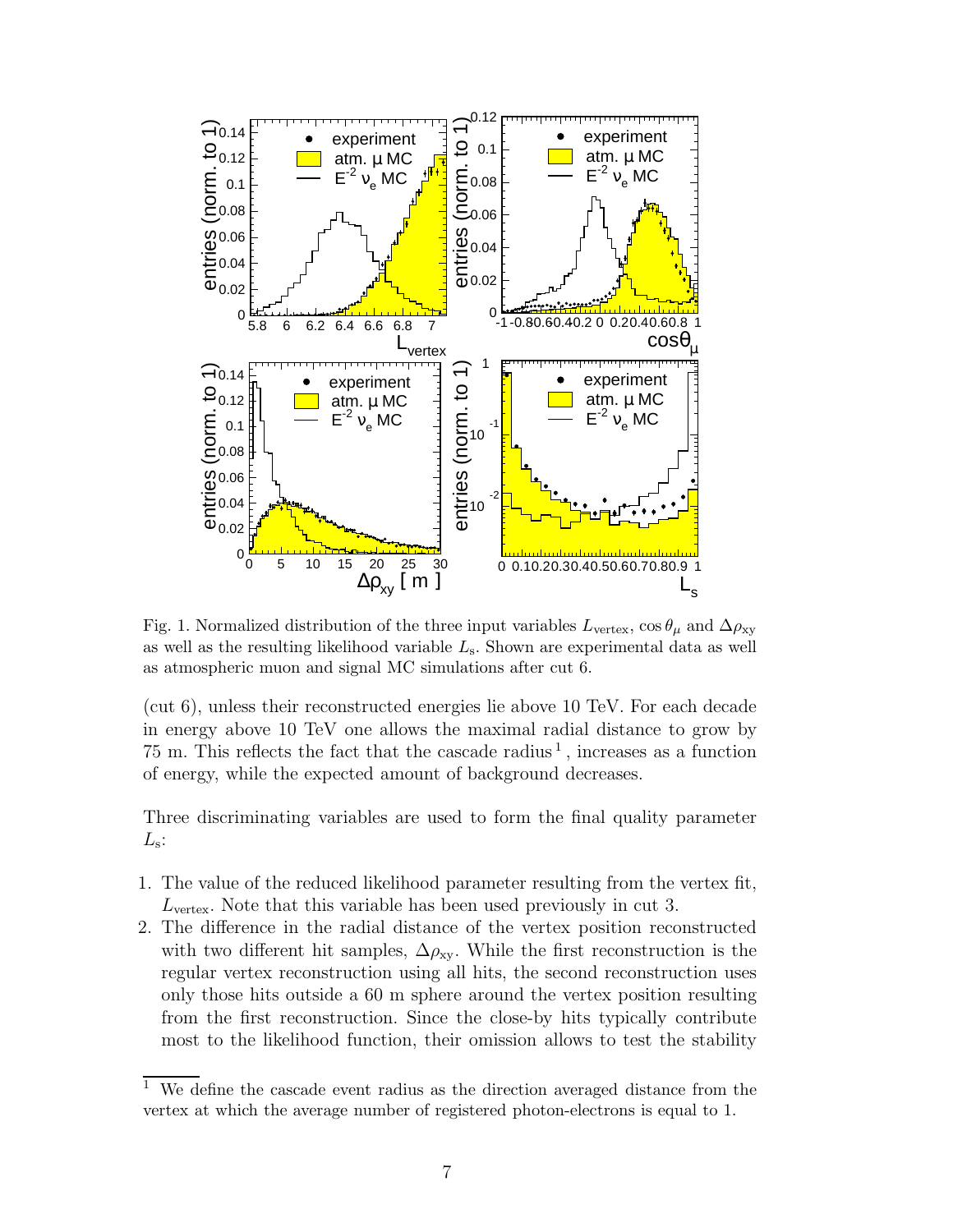Fig. 1. Normalized distribution of the three input variables $L_{\mathrm{vertex}}$, $\cos\theta_\mu$ and $\Delta\rho_{\mathrm{xy}}$ as well as the resulting likelihood variable $L_{\mathrm{s}}$. Shown are experimental data as well as atmospheric muon and signal MC simulations after cut 6.

(cut 6), unless their reconstructed energies lie above 10 TeV. For each decade in energy above 10 TeV one allows the maximal radial distance to grow by 75 m. This reflects the fact that the cascade radius [1], increases as a function of energy, while the expected amount of background decreases.

Three discriminating variables are used to form the final quality parameter $L_{\mathrm{s}}$:

1. The value of the reduced likelihood parameter resulting from the vertex fit, $L_{\mathrm{vertex}}$. Note that this variable has been used previously in cut 3.
2. The difference in the radial distance of the vertex position reconstructed with two different hit samples, $\Delta\rho_{\mathrm{xy}}$. While the first reconstruction is the regular vertex reconstruction using all hits, the second reconstruction uses only those hits outside a 60 m sphere around the vertex position resulting from the first reconstruction. Since the close-by hits typically contribute most to the likelihood function, their omission allows to test the stability

[1] We define the cascade event radius as the direction averaged distance from the vertex at which the average number of registered photon-electrons is equal to 1.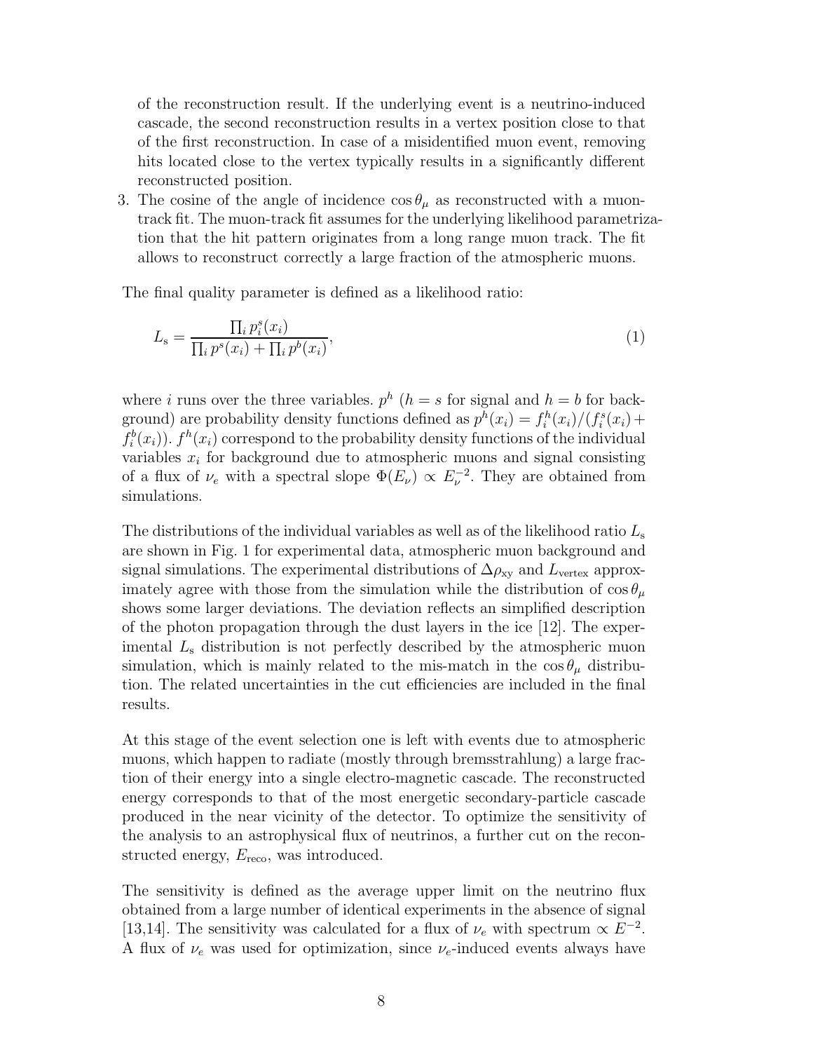of the reconstruction result. If the underlying event is a neutrino-induced cascade, the second reconstruction results in a vertex position close to that of the first reconstruction. In case of a misidentified muon event, removing hits located close to the vertex typically results in a significantly different reconstructed position.

3. The cosine of the angle of incidence $\cos\theta_\mu$ as reconstructed with a muon-track fit. The muon-track fit assumes for the underlying likelihood parametrization that the hit pattern originates from a long range muon track. The fit allows to reconstruct correctly a large fraction of the atmospheric muons.

The final quality parameter is defined as a likelihood ratio:

$$L_\text{s} = \frac{\prod_i p_i^s(x_i)}{\prod_i p^s(x_i) + \prod_i p^b(x_i)}, \tag{1}$$

where $i$ runs over the three variables. $p^h$ ($h = s$ for signal and $h = b$ for background) are probability density functions defined as $p^h(x_i) = f_i^h(x_i)/(f_i^s(x_i) + f_i^b(x_i))$. $f^h(x_i)$ correspond to the probability density functions of the individual variables $x_i$ for background due to atmospheric muons and signal consisting of a flux of $\nu_e$ with a spectral slope $\Phi(E_\nu) \propto E_\nu^{-2}$. They are obtained from simulations.

The distributions of the individual variables as well as of the likelihood ratio $L_\text{s}$ are shown in Fig. 1 for experimental data, atmospheric muon background and signal simulations. The experimental distributions of $\Delta\rho_\text{xy}$ and $L_\text{vertex}$ approximately agree with those from the simulation while the distribution of $\cos\theta_\mu$ shows some larger deviations. The deviation reflects an simplified description of the photon propagation through the dust layers in the ice [12]. The experimental $L_\text{s}$ distribution is not perfectly described by the atmospheric muon simulation, which is mainly related to the mis-match in the $\cos\theta_\mu$ distribution. The related uncertainties in the cut efficiencies are included in the final results.

At this stage of the event selection one is left with events due to atmospheric muons, which happen to radiate (mostly through bremsstrahlung) a large fraction of their energy into a single electro-magnetic cascade. The reconstructed energy corresponds to that of the most energetic secondary-particle cascade produced in the near vicinity of the detector. To optimize the sensitivity of the analysis to an astrophysical flux of neutrinos, a further cut on the reconstructed energy, $E_\text{reco}$, was introduced.

The sensitivity is defined as the average upper limit on the neutrino flux obtained from a large number of identical experiments in the absence of signal [13,14]. The sensitivity was calculated for a flux of $\nu_e$ with spectrum $\propto E^{-2}$. A flux of $\nu_e$ was used for optimization, since $\nu_e$-induced events always have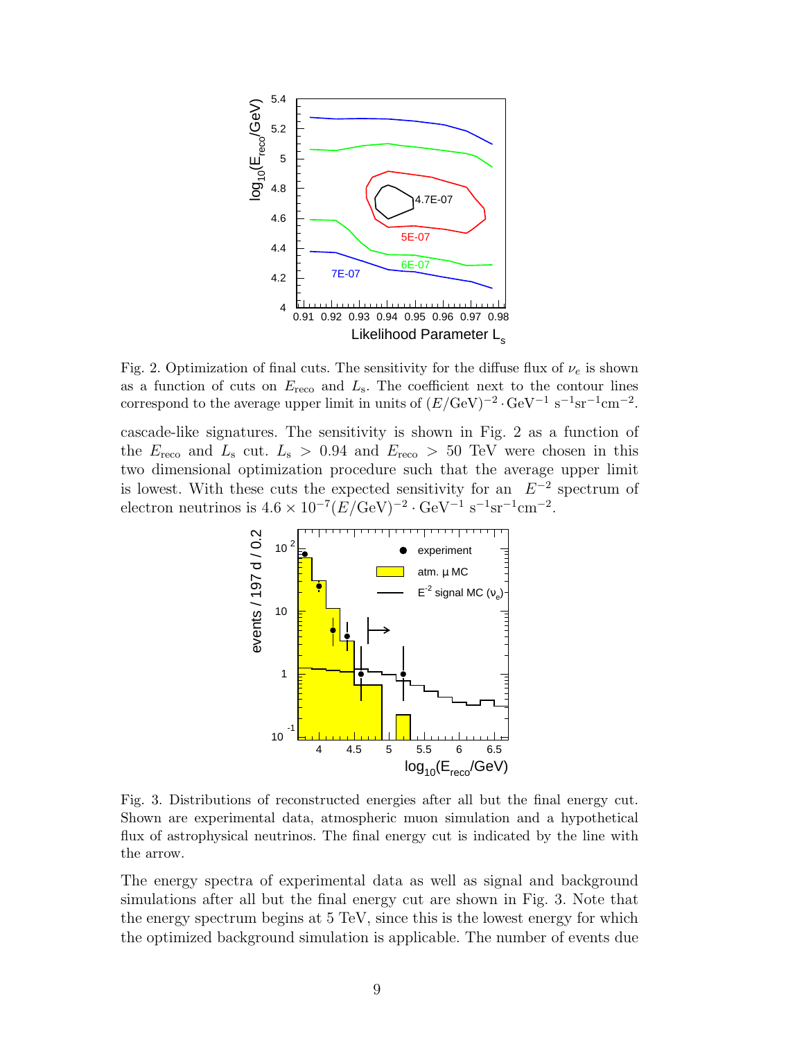Fig. 2. Optimization of final cuts. The sensitivity for the diffuse flux of $\nu_e$ is shown as a function of cuts on $E_{\rm reco}$ and $L_{\rm s}$. The coefficient next to the contour lines correspond to the average upper limit in units of $(E/{\rm GeV})^{-2} \cdot {\rm GeV}^{-1}\ {\rm s}^{-1}{\rm sr}^{-1}{\rm cm}^{-2}$.

cascade-like signatures. The sensitivity is shown in Fig. 2 as a function of the $E_{\rm reco}$ and $L_{\rm s}$ cut. $L_{\rm s} > 0.94$ and $E_{\rm reco} > 50$ TeV were chosen in this two dimensional optimization procedure such that the average upper limit is lowest. With these cuts the expected sensitivity for an $E^{-2}$ spectrum of electron neutrinos is $4.6 \times 10^{-7}(E/{\rm GeV})^{-2} \cdot {\rm GeV}^{-1}\ {\rm s}^{-1}{\rm sr}^{-1}{\rm cm}^{-2}$.

Fig. 3. Distributions of reconstructed energies after all but the final energy cut. Shown are experimental data, atmospheric muon simulation and a hypothetical flux of astrophysical neutrinos. The final energy cut is indicated by the line with the arrow.

The energy spectra of experimental data as well as signal and background simulations after all but the final energy cut are shown in Fig. 3. Note that the energy spectrum begins at 5 TeV, since this is the lowest energy for which the optimized background simulation is applicable. The number of events due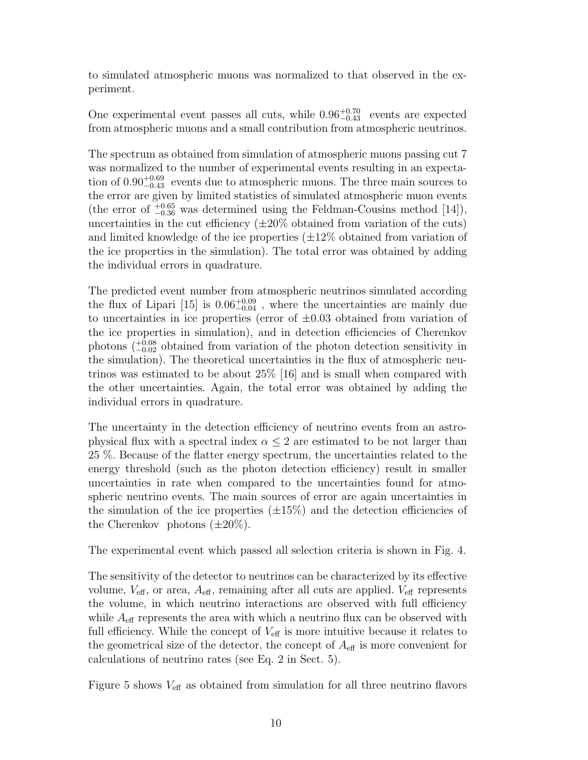to simulated atmospheric muons was normalized to that observed in the experiment.

One experimental event passes all cuts, while $0.96^{+0.70}_{-0.43}$ events are expected from atmospheric muons and a small contribution from atmospheric neutrinos.

The spectrum as obtained from simulation of atmospheric muons passing cut 7 was normalized to the number of experimental events resulting in an expectation of $0.90^{+0.69}_{-0.43}$ events due to atmospheric muons. The three main sources to the error are given by limited statistics of simulated atmospheric muon events (the error of $^{+0.65}_{-0.36}$ was determined using the Feldman-Cousins method [14]), uncertainties in the cut efficiency ($\pm 20\%$ obtained from variation of the cuts) and limited knowledge of the ice properties ($\pm 12\%$ obtained from variation of the ice properties in the simulation). The total error was obtained by adding the individual errors in quadrature.

The predicted event number from atmospheric neutrinos simulated according the flux of Lipari [15] is $0.06^{+0.09}_{-0.04}$ , where the uncertainties are mainly due to uncertainties in ice properties (error of $\pm 0.03$ obtained from variation of the ice properties in simulation), and in detection efficiencies of Cherenkov photons ($^{+0.08}_{-0.02}$ obtained from variation of the photon detection sensitivity in the simulation). The theoretical uncertainties in the flux of atmospheric neutrinos was estimated to be about 25% [16] and is small when compared with the other uncertainties. Again, the total error was obtained by adding the individual errors in quadrature.

The uncertainty in the detection efficiency of neutrino events from an astrophysical flux with a spectral index $\alpha \leq 2$ are estimated to be not larger than 25 %. Because of the flatter energy spectrum, the uncertainties related to the energy threshold (such as the photon detection efficiency) result in smaller uncertainties in rate when compared to the uncertainties found for atmospheric neutrino events. The main sources of error are again uncertainties in the simulation of the ice properties ($\pm 15\%$) and the detection efficiencies of the Cherenkov photons ($\pm 20\%$).

The experimental event which passed all selection criteria is shown in Fig. 4.

The sensitivity of the detector to neutrinos can be characterized by its effective volume, $V_{\rm eff}$, or area, $A_{\rm eff}$, remaining after all cuts are applied. $V_{\rm eff}$ represents the volume, in which neutrino interactions are observed with full efficiency while $A_{\rm eff}$ represents the area with which a neutrino flux can be observed with full efficiency. While the concept of $V_{\rm eff}$ is more intuitive because it relates to the geometrical size of the detector, the concept of $A_{\rm eff}$ is more convenient for calculations of neutrino rates (see Eq. 2 in Sect. 5).

Figure 5 shows $V_{\rm eff}$ as obtained from simulation for all three neutrino flavors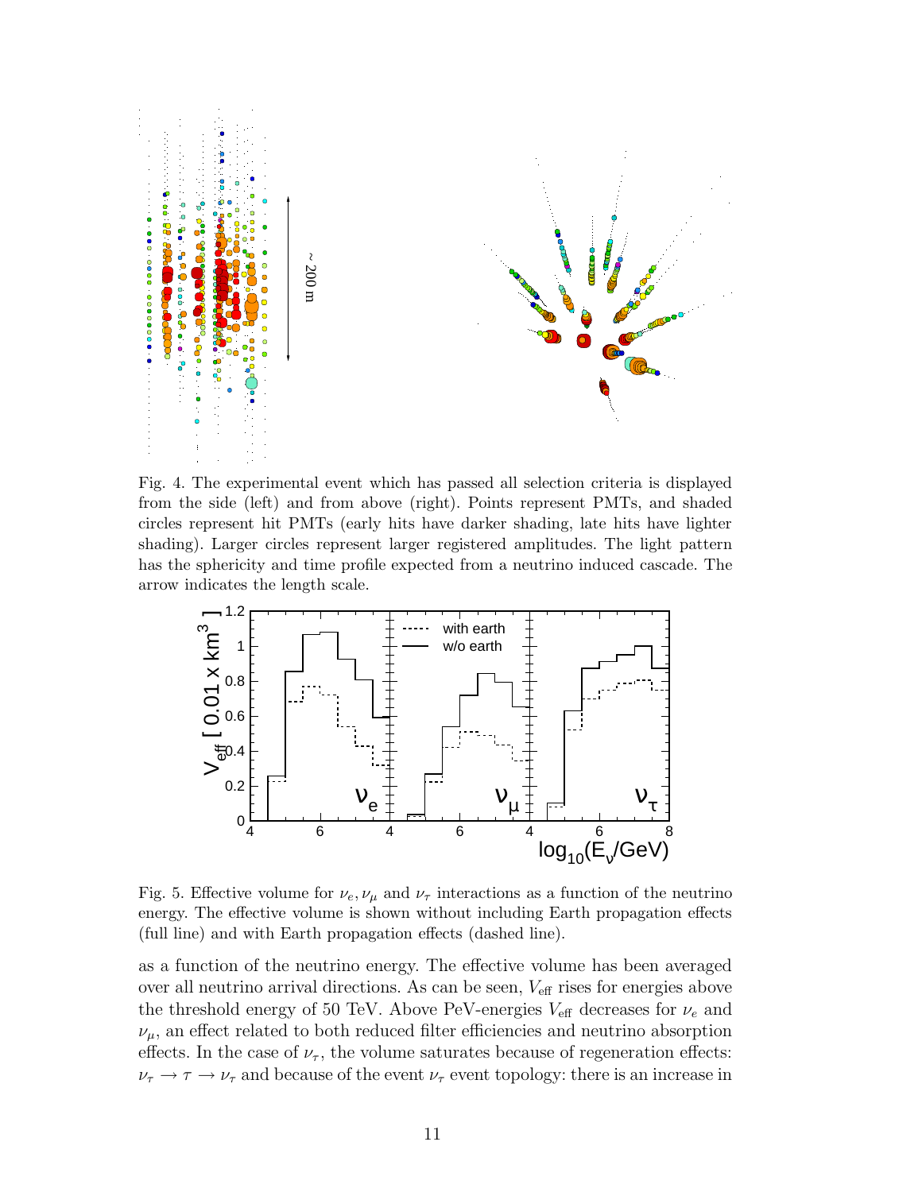Fig. 4. The experimental event which has passed all selection criteria is displayed from the side (left) and from above (right). Points represent PMTs, and shaded circles represent hit PMTs (early hits have darker shading, late hits have lighter shading). Larger circles represent larger registered amplitudes. The light pattern has the sphericity and time profile expected from a neutrino induced cascade. The arrow indicates the length scale.

Fig. 5. Effective volume for $\nu_e, \nu_\mu$ and $\nu_\tau$ interactions as a function of the neutrino energy. The effective volume is shown without including Earth propagation effects (full line) and with Earth propagation effects (dashed line).

as a function of the neutrino energy. The effective volume has been averaged over all neutrino arrival directions. As can be seen, $V_{\rm eff}$ rises for energies above the threshold energy of 50 TeV. Above PeV-energies $V_{\rm eff}$ decreases for $\nu_e$ and $\nu_\mu$, an effect related to both reduced filter efficiencies and neutrino absorption effects. In the case of $\nu_\tau$, the volume saturates because of regeneration effects: $\nu_\tau \rightarrow \tau \rightarrow \nu_\tau$ and because of the event $\nu_\tau$ event topology: there is an increase in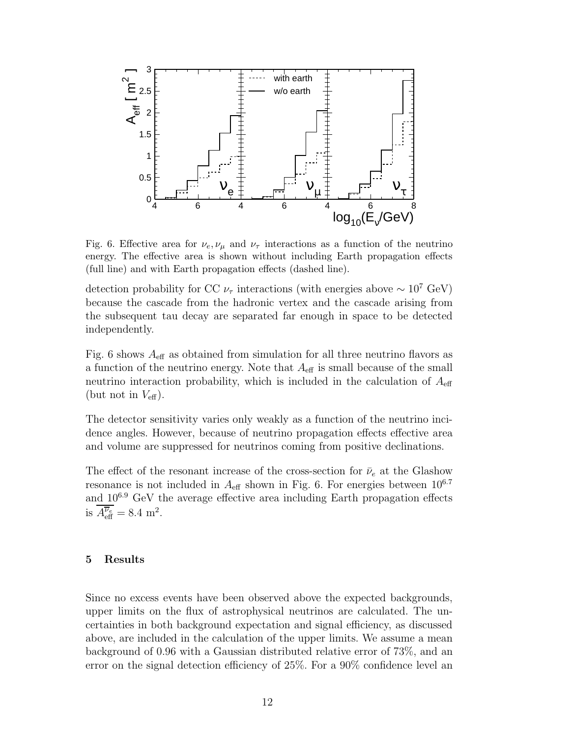Fig. 6. Effective area for $\nu_e, \nu_\mu$ and $\nu_\tau$ interactions as a function of the neutrino energy. The effective area is shown without including Earth propagation effects (full line) and with Earth propagation effects (dashed line).

detection probability for CC $\nu_\tau$ interactions (with energies above $\sim 10^7$ GeV) because the cascade from the hadronic vertex and the cascade arising from the subsequent tau decay are separated far enough in space to be detected independently.

Fig. 6 shows $A_{\rm eff}$ as obtained from simulation for all three neutrino flavors as a function of the neutrino energy. Note that $A_{\rm eff}$ is small because of the small neutrino interaction probability, which is included in the calculation of $A_{\rm eff}$ (but not in $V_{\rm eff}$).

The detector sensitivity varies only weakly as a function of the neutrino incidence angles. However, because of neutrino propagation effects effective area and volume are suppressed for neutrinos coming from positive declinations.

The effect of the resonant increase of the cross-section for $\bar{\nu}_e$ at the Glashow resonance is not included in $A_{\rm eff}$ shown in Fig. 6. For energies between $10^{6.7}$ and $10^{6.9}$ GeV the average effective area including Earth propagation effects is $\overline{A_{\rm eff}^{\overline{\nu}_e}} = 8.4$ m$^2$.

## 5 Results

Since no excess events have been observed above the expected backgrounds, upper limits on the flux of astrophysical neutrinos are calculated. The uncertainties in both background expectation and signal efficiency, as discussed above, are included in the calculation of the upper limits. We assume a mean background of 0.96 with a Gaussian distributed relative error of 73%, and an error on the signal detection efficiency of 25%. For a 90% confidence level an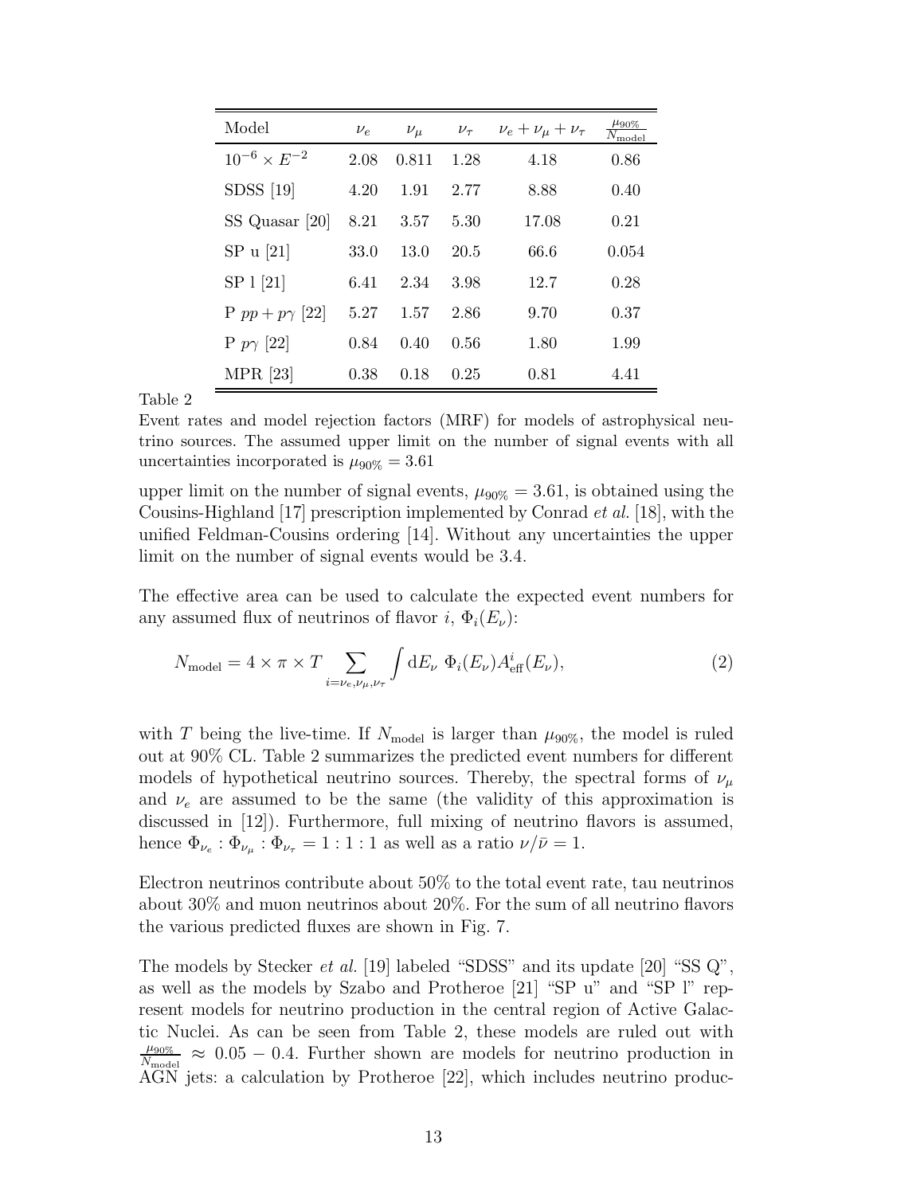| Model | $\nu_e$ | $\nu_\mu$ | $\nu_\tau$ | $\nu_e + \nu_\mu + \nu_\tau$ | $\frac{\mu_{90\%}}{N_{\mathrm{model}}}$ |
|---|---|---|---|---|---|
| $10^{-6} \times E^{-2}$ | 2.08 | 0.811 | 1.28 | 4.18 | 0.86 |
| SDSS [19] | 4.20 | 1.91 | 2.77 | 8.88 | 0.40 |
| SS Quasar [20] | 8.21 | 3.57 | 5.30 | 17.08 | 0.21 |
| SP u [21] | 33.0 | 13.0 | 20.5 | 66.6 | 0.054 |
| SP l [21] | 6.41 | 2.34 | 3.98 | 12.7 | 0.28 |
| P $pp + p\gamma$ [22] | 5.27 | 1.57 | 2.86 | 9.70 | 0.37 |
| P $p\gamma$ [22] | 0.84 | 0.40 | 0.56 | 1.80 | 1.99 |
| MPR [23] | 0.38 | 0.18 | 0.25 | 0.81 | 4.41 |

Table 2
Event rates and model rejection factors (MRF) for models of astrophysical neutrino sources. The assumed upper limit on the number of signal events with all uncertainties incorporated is $\mu_{90\%} = 3.61$

upper limit on the number of signal events, $\mu_{90\%} = 3.61$, is obtained using the Cousins-Highland [17] prescription implemented by Conrad *et al.* [18], with the unified Feldman-Cousins ordering [14]. Without any uncertainties the upper limit on the number of signal events would be 3.4.

The effective area can be used to calculate the expected event numbers for any assumed flux of neutrinos of flavor $i$, $\Phi_i(E_\nu)$:

$$N_{\mathrm{model}} = 4 \times \pi \times T \sum_{i=\nu_e,\nu_\mu,\nu_\tau} \int \mathrm{d}E_\nu \; \Phi_i(E_\nu) A^i_{\mathrm{eff}}(E_\nu), \tag{2}$$

with $T$ being the live-time. If $N_{\mathrm{model}}$ is larger than $\mu_{90\%}$, the model is ruled out at 90% CL. Table 2 summarizes the predicted event numbers for different models of hypothetical neutrino sources. Thereby, the spectral forms of $\nu_\mu$ and $\nu_e$ are assumed to be the same (the validity of this approximation is discussed in [12]). Furthermore, full mixing of neutrino flavors is assumed, hence $\Phi_{\nu_e} : \Phi_{\nu_\mu} : \Phi_{\nu_\tau} = 1 : 1 : 1$ as well as a ratio $\nu/\bar{\nu} = 1$.

Electron neutrinos contribute about 50% to the total event rate, tau neutrinos about 30% and muon neutrinos about 20%. For the sum of all neutrino flavors the various predicted fluxes are shown in Fig. 7.

The models by Stecker *et al.* [19] labeled "SDSS" and its update [20] "SS Q", as well as the models by Szabo and Protheroe [21] "SP u" and "SP l" represent models for neutrino production in the central region of Active Galactic Nuclei. As can be seen from Table 2, these models are ruled out with $\frac{\mu_{90\%}}{N_{\mathrm{model}}} \approx 0.05 - 0.4$. Further shown are models for neutrino production in AGN jets: a calculation by Protheroe [22], which includes neutrino produc-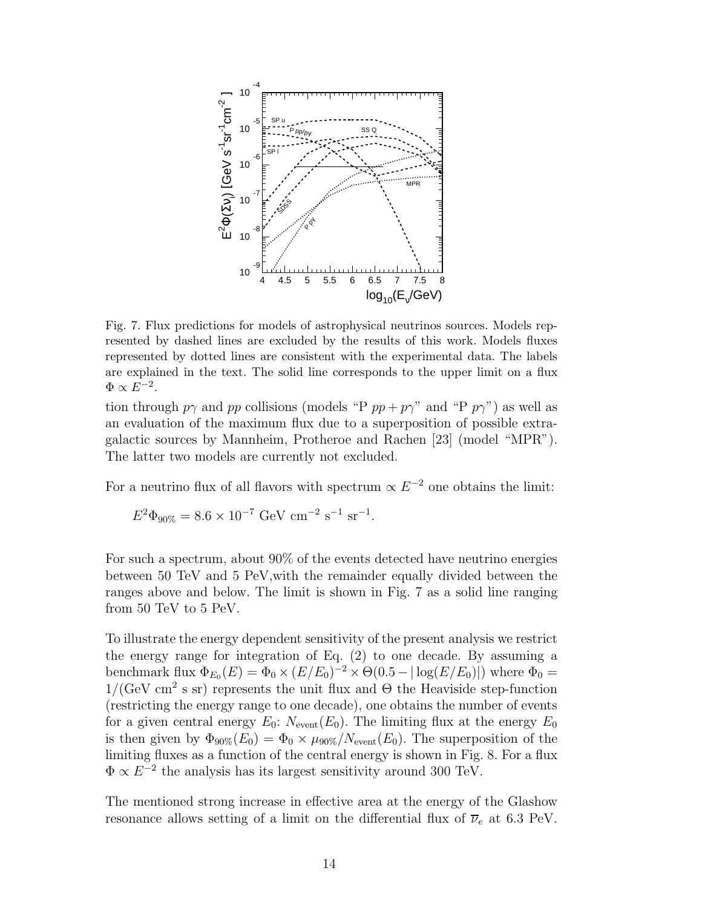Fig. 7. Flux predictions for models of astrophysical neutrinos sources. Models represented by dashed lines are excluded by the results of this work. Models fluxes represented by dotted lines are consistent with the experimental data. The labels are explained in the text. The solid line corresponds to the upper limit on a flux $\Phi \propto E^{-2}$.

tion through $p\gamma$ and $pp$ collisions (models "P $pp + p\gamma$" and "P $p\gamma$") as well as an evaluation of the maximum flux due to a superposition of possible extragalactic sources by Mannheim, Protheroe and Rachen [23] (model "MPR"). The latter two models are currently not excluded.

For a neutrino flux of all flavors with spectrum $\propto E^{-2}$ one obtains the limit:

$$E^2\Phi_{90\%} = 8.6 \times 10^{-7} \text{ GeV cm}^{-2} \text{ s}^{-1} \text{ sr}^{-1}.$$

For such a spectrum, about 90% of the events detected have neutrino energies between 50 TeV and 5 PeV,with the remainder equally divided between the ranges above and below. The limit is shown in Fig. 7 as a solid line ranging from 50 TeV to 5 PeV.

To illustrate the energy dependent sensitivity of the present analysis we restrict the energy range for integration of Eq. (2) to one decade. By assuming a benchmark flux $\Phi_{E_0}(E) = \Phi_0 \times (E/E_0)^{-2} \times \Theta(0.5 - |\log(E/E_0)|)$ where $\Phi_0 = 1/(\text{GeV cm}^2 \text{ s sr})$ represents the unit flux and $\Theta$ the Heaviside step-function (restricting the energy range to one decade), one obtains the number of events for a given central energy $E_0$: $N_{\text{event}}(E_0)$. The limiting flux at the energy $E_0$ is then given by $\Phi_{90\%}(E_0) = \Phi_0 \times \mu_{90\%}/N_{\text{event}}(E_0)$. The superposition of the limiting fluxes as a function of the central energy is shown in Fig. 8. For a flux $\Phi \propto E^{-2}$ the analysis has its largest sensitivity around 300 TeV.

The mentioned strong increase in effective area at the energy of the Glashow resonance allows setting of a limit on the differential flux of $\overline{\nu}_e$ at 6.3 PeV.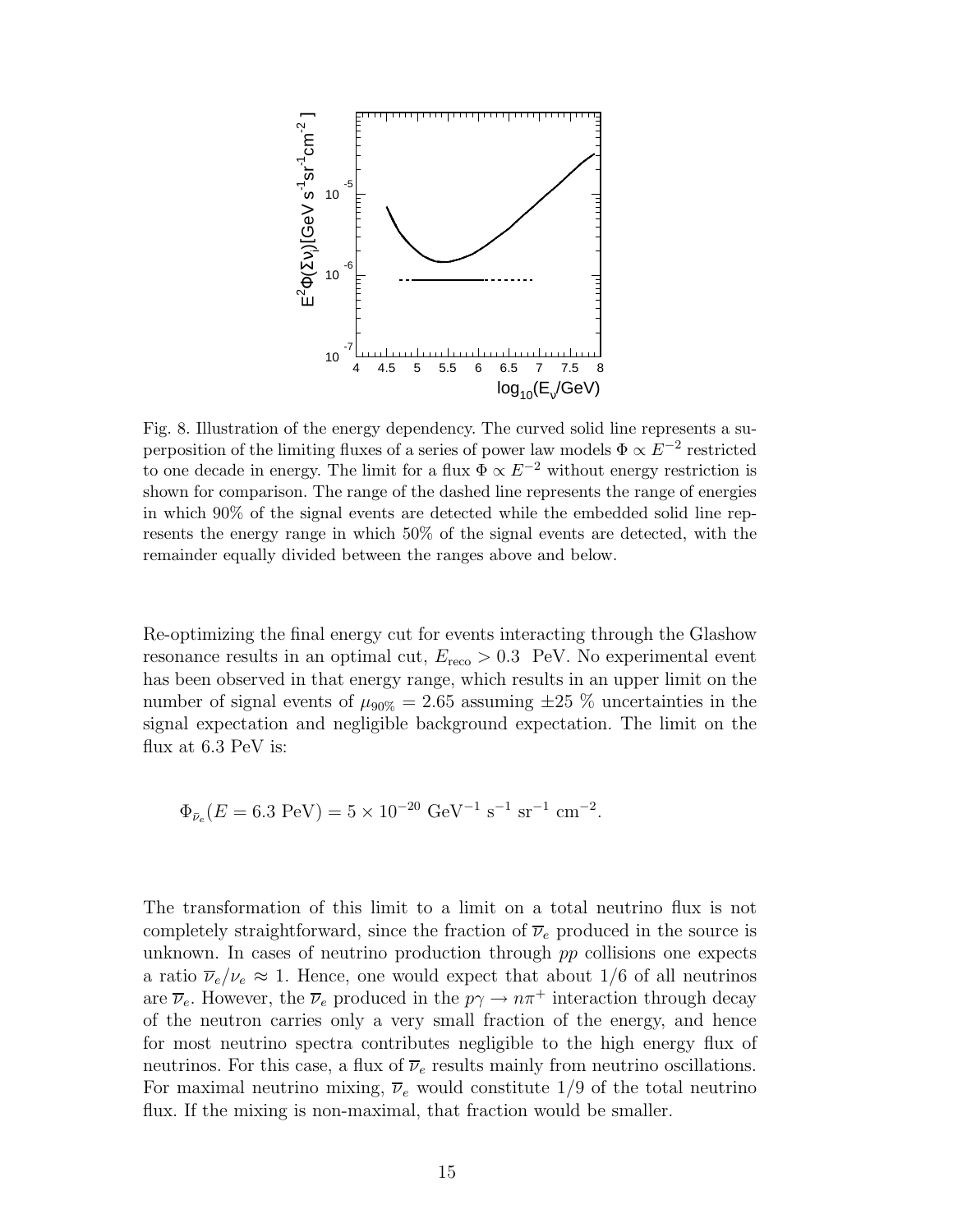Fig. 8. Illustration of the energy dependency. The curved solid line represents a superposition of the limiting fluxes of a series of power law models $\Phi \propto E^{-2}$ restricted to one decade in energy. The limit for a flux $\Phi \propto E^{-2}$ without energy restriction is shown for comparison. The range of the dashed line represents the range of energies in which 90% of the signal events are detected while the embedded solid line represents the energy range in which 50% of the signal events are detected, with the remainder equally divided between the ranges above and below.

Re-optimizing the final energy cut for events interacting through the Glashow resonance results in an optimal cut, $E_{\rm reco} > 0.3$ PeV. No experimental event has been observed in that energy range, which results in an upper limit on the number of signal events of $\mu_{90\%} = 2.65$ assuming $\pm 25$ % uncertainties in the signal expectation and negligible background expectation. The limit on the flux at 6.3 PeV is:

$$\Phi_{\bar{\nu}_e}(E = 6.3 \text{ PeV}) = 5 \times 10^{-20} \text{ GeV}^{-1} \text{ s}^{-1} \text{ sr}^{-1} \text{ cm}^{-2}.$$

The transformation of this limit to a limit on a total neutrino flux is not completely straightforward, since the fraction of $\overline{\nu}_e$ produced in the source is unknown. In cases of neutrino production through $pp$ collisions one expects a ratio $\overline{\nu}_e/\nu_e \approx 1$. Hence, one would expect that about 1/6 of all neutrinos are $\overline{\nu}_e$. However, the $\overline{\nu}_e$ produced in the $p\gamma \rightarrow n\pi^+$ interaction through decay of the neutron carries only a very small fraction of the energy, and hence for most neutrino spectra contributes negligible to the high energy flux of neutrinos. For this case, a flux of $\overline{\nu}_e$ results mainly from neutrino oscillations. For maximal neutrino mixing, $\overline{\nu}_e$ would constitute 1/9 of the total neutrino flux. If the mixing is non-maximal, that fraction would be smaller.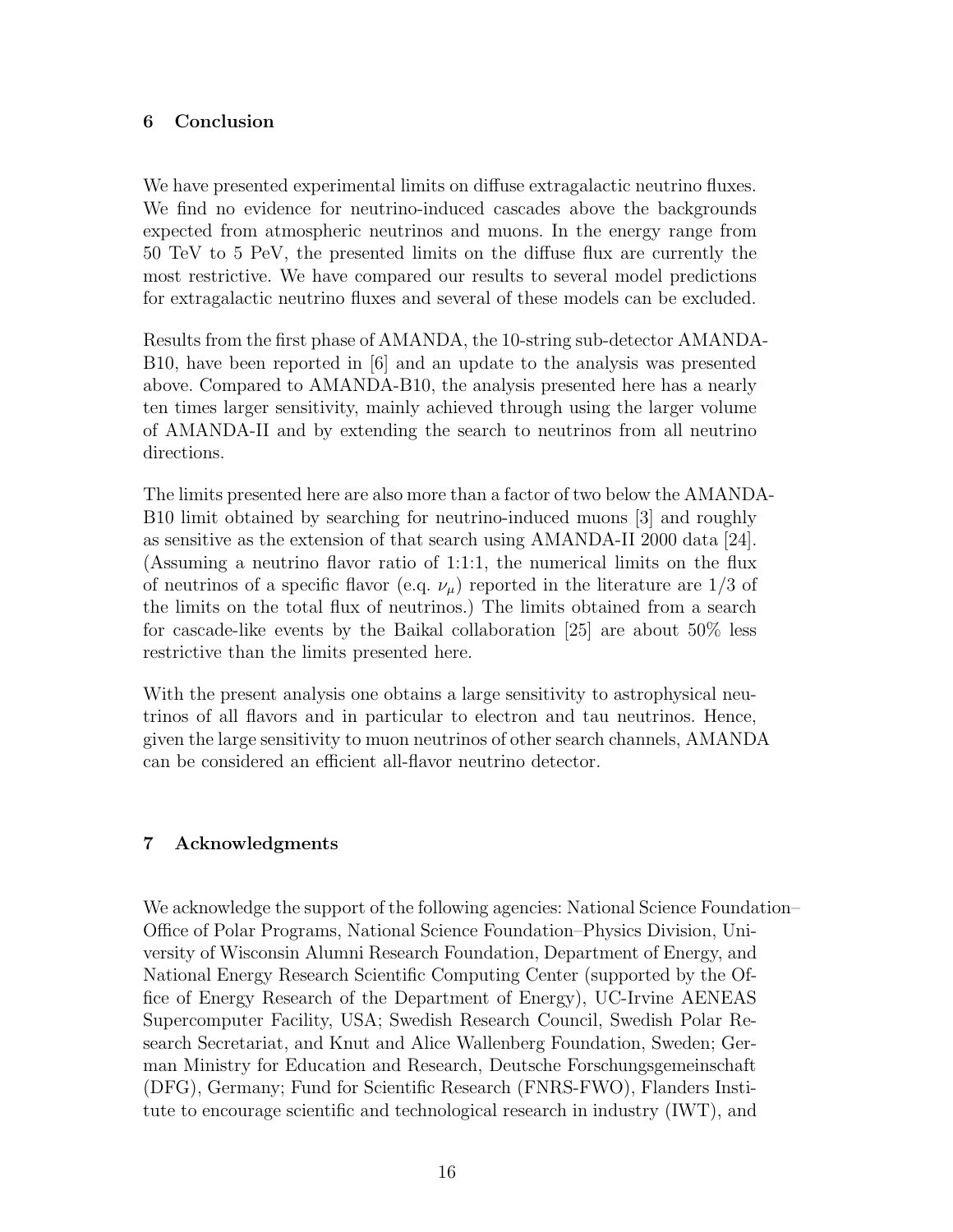## 6 Conclusion

We have presented experimental limits on diffuse extragalactic neutrino fluxes. We find no evidence for neutrino-induced cascades above the backgrounds expected from atmospheric neutrinos and muons. In the energy range from 50 TeV to 5 PeV, the presented limits on the diffuse flux are currently the most restrictive. We have compared our results to several model predictions for extragalactic neutrino fluxes and several of these models can be excluded.

Results from the first phase of AMANDA, the 10-string sub-detector AMANDA-B10, have been reported in [6] and an update to the analysis was presented above. Compared to AMANDA-B10, the analysis presented here has a nearly ten times larger sensitivity, mainly achieved through using the larger volume of AMANDA-II and by extending the search to neutrinos from all neutrino directions.

The limits presented here are also more than a factor of two below the AMANDA-B10 limit obtained by searching for neutrino-induced muons [3] and roughly as sensitive as the extension of that search using AMANDA-II 2000 data [24]. (Assuming a neutrino flavor ratio of 1:1:1, the numerical limits on the flux of neutrinos of a specific flavor (e.g. $\nu_\mu$) reported in the literature are 1/3 of the limits on the total flux of neutrinos.) The limits obtained from a search for cascade-like events by the Baikal collaboration [25] are about 50% less restrictive than the limits presented here.

With the present analysis one obtains a large sensitivity to astrophysical neutrinos of all flavors and in particular to electron and tau neutrinos. Hence, given the large sensitivity to muon neutrinos of other search channels, AMANDA can be considered an efficient all-flavor neutrino detector.

## 7 Acknowledgments

We acknowledge the support of the following agencies: National Science Foundation–Office of Polar Programs, National Science Foundation–Physics Division, University of Wisconsin Alumni Research Foundation, Department of Energy, and National Energy Research Scientific Computing Center (supported by the Office of Energy Research of the Department of Energy), UC-Irvine AENEAS Supercomputer Facility, USA; Swedish Research Council, Swedish Polar Research Secretariat, and Knut and Alice Wallenberg Foundation, Sweden; German Ministry for Education and Research, Deutsche Forschungsgemeinschaft (DFG), Germany; Fund for Scientific Research (FNRS-FWO), Flanders Institute to encourage scientific and technological research in industry (IWT), and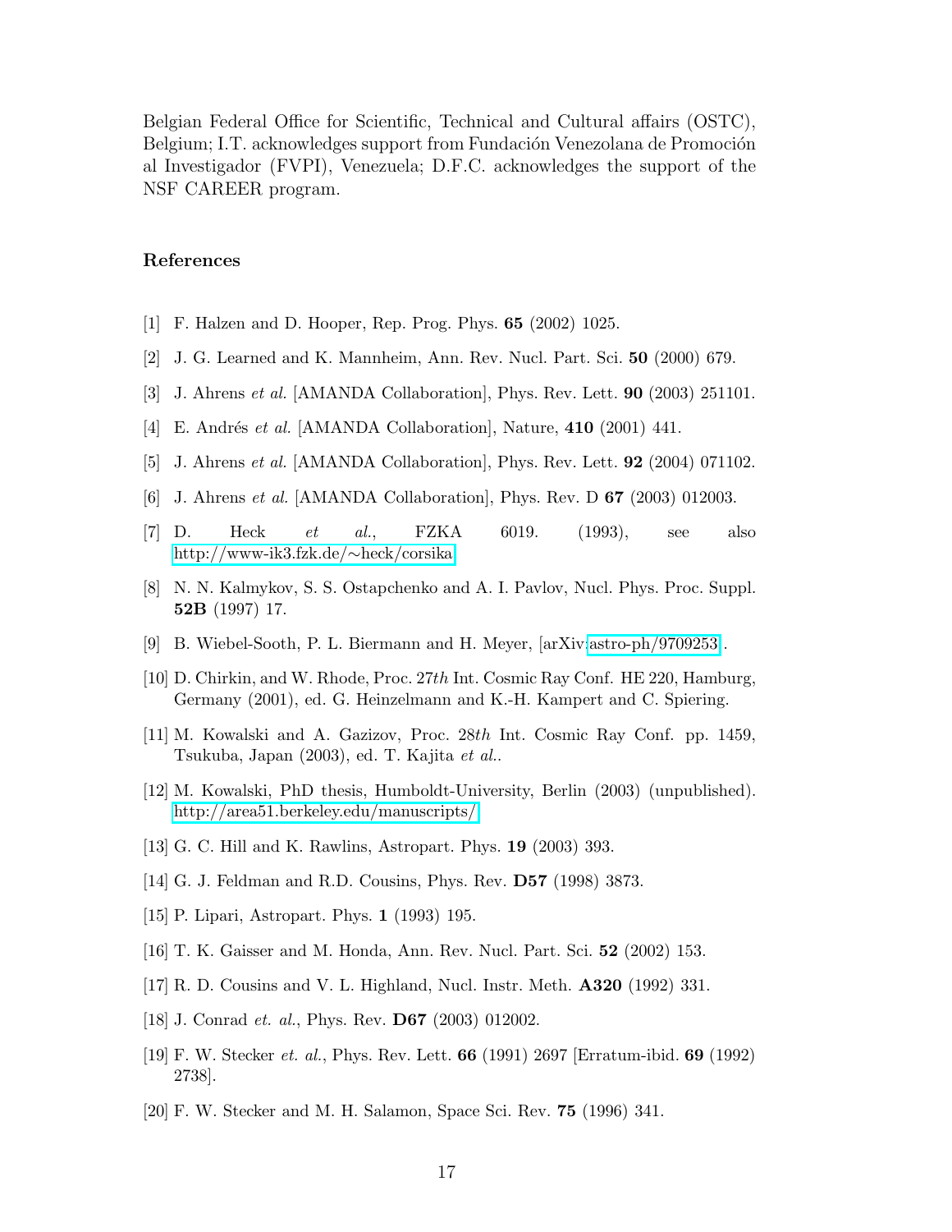Belgian Federal Office for Scientific, Technical and Cultural affairs (OSTC), Belgium; I.T. acknowledges support from Fundación Venezolana de Promoción al Investigador (FVPI), Venezuela; D.F.C. acknowledges the support of the NSF CAREER program.

## References

[1] F. Halzen and D. Hooper, Rep. Prog. Phys. **65** (2002) 1025.

[2] J. G. Learned and K. Mannheim, Ann. Rev. Nucl. Part. Sci. **50** (2000) 679.

[3] J. Ahrens *et al.* [AMANDA Collaboration], Phys. Rev. Lett. **90** (2003) 251101.

[4] E. Andrés *et al.* [AMANDA Collaboration], Nature, **410** (2001) 441.

[5] J. Ahrens *et al.* [AMANDA Collaboration], Phys. Rev. Lett. **92** (2004) 071102.

[6] J. Ahrens *et al.* [AMANDA Collaboration], Phys. Rev. D **67** (2003) 012003.

[7] D. Heck *et al.*, FZKA 6019. (1993), see also http://www-ik3.fzk.de/~heck/corsika

[8] N. N. Kalmykov, S. S. Ostapchenko and A. I. Pavlov, Nucl. Phys. Proc. Suppl. **52B** (1997) 17.

[9] B. Wiebel-Sooth, P. L. Biermann and H. Meyer, [arXiv:astro-ph/9709253].

[10] D. Chirkin, and W. Rhode, Proc. 27*th* Int. Cosmic Ray Conf. HE 220, Hamburg, Germany (2001), ed. G. Heinzelmann and K.-H. Kampert and C. Spiering.

[11] M. Kowalski and A. Gazizov, Proc. 28*th* Int. Cosmic Ray Conf. pp. 1459, Tsukuba, Japan (2003), ed. T. Kajita *et al.*.

[12] M. Kowalski, PhD thesis, Humboldt-University, Berlin (2003) (unpublished). http://area51.berkeley.edu/manuscripts/

[13] G. C. Hill and K. Rawlins, Astropart. Phys. **19** (2003) 393.

[14] G. J. Feldman and R.D. Cousins, Phys. Rev. **D57** (1998) 3873.

[15] P. Lipari, Astropart. Phys. **1** (1993) 195.

[16] T. K. Gaisser and M. Honda, Ann. Rev. Nucl. Part. Sci. **52** (2002) 153.

[17] R. D. Cousins and V. L. Highland, Nucl. Instr. Meth. **A320** (1992) 331.

[18] J. Conrad *et. al.*, Phys. Rev. **D67** (2003) 012002.

[19] F. W. Stecker *et. al.*, Phys. Rev. Lett. **66** (1991) 2697 [Erratum-ibid. **69** (1992) 2738].

[20] F. W. Stecker and M. H. Salamon, Space Sci. Rev. **75** (1996) 341.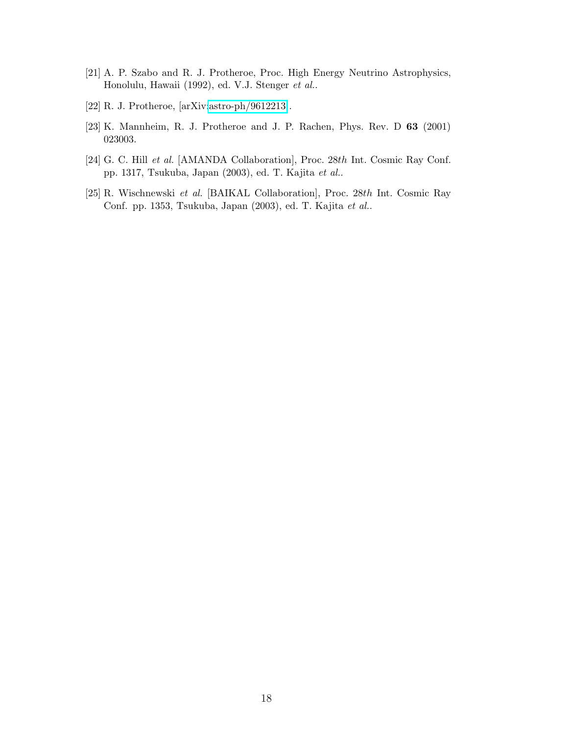[21] A. P. Szabo and R. J. Protheroe, Proc. High Energy Neutrino Astrophysics, Honolulu, Hawaii (1992), ed. V.J. Stenger *et al.*.

[22] R. J. Protheroe, [arXiv:astro-ph/9612213].

[23] K. Mannheim, R. J. Protheroe and J. P. Rachen, Phys. Rev. D **63** (2001) 023003.

[24] G. C. Hill *et al.* [AMANDA Collaboration], Proc. 28*th* Int. Cosmic Ray Conf. pp. 1317, Tsukuba, Japan (2003), ed. T. Kajita *et al.*.

[25] R. Wischnewski *et al.* [BAIKAL Collaboration], Proc. 28*th* Int. Cosmic Ray Conf. pp. 1353, Tsukuba, Japan (2003), ed. T. Kajita *et al.*.